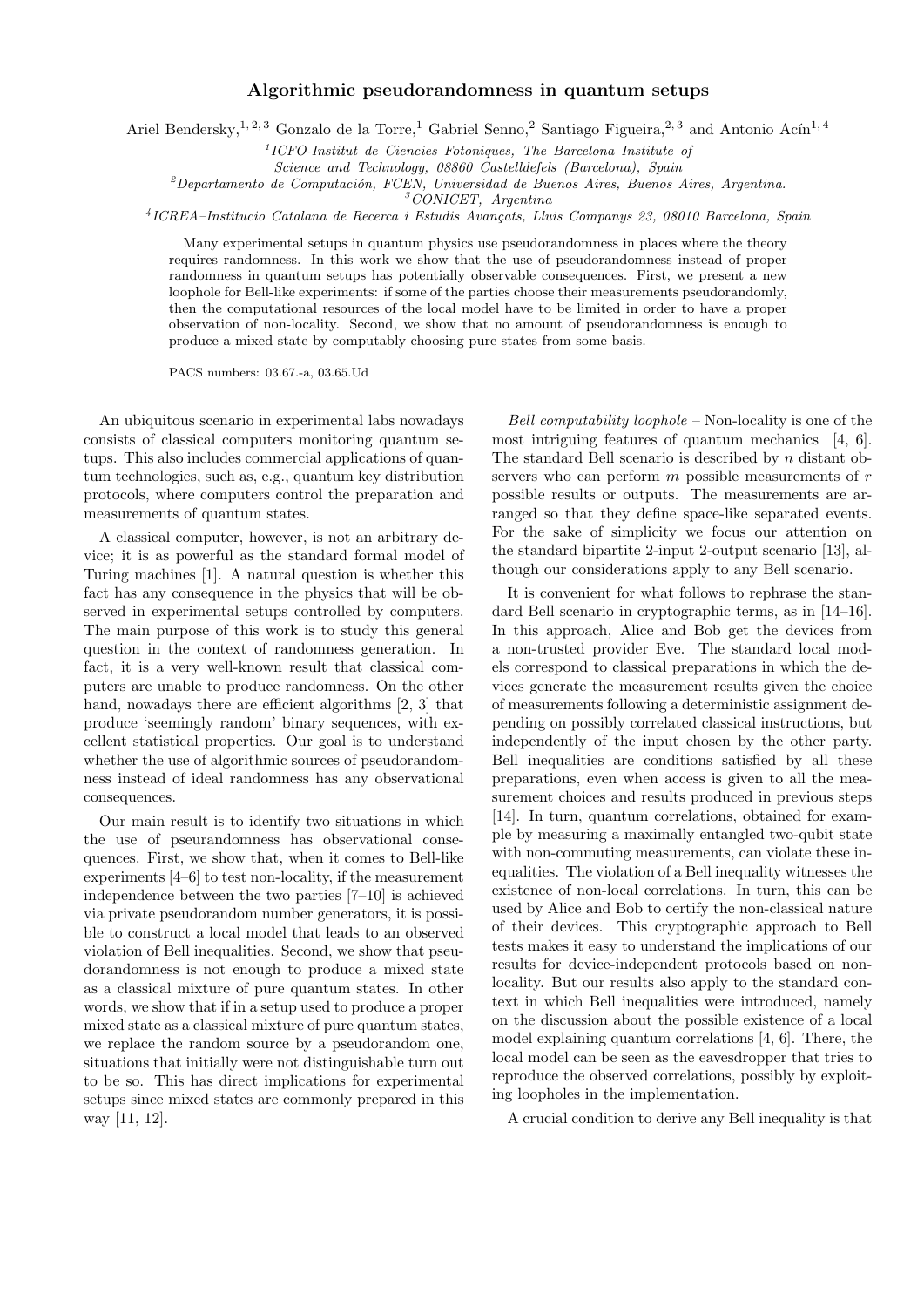# Algorithmic pseudorandomness in quantum setups

Ariel Bendersky,[1, 2, 3] Gonzalo de la Torre,[1] Gabriel Senno,[2] Santiago Figueira,[2, 3] and Antonio Acín[1, 4]

[1]*ICFO-Institut de Ciencies Fotoniques, The Barcelona Institute of Science and Technology, 08860 Castelldefels (Barcelona), Spain*
[2]*Departamento de Computación, FCEN, Universidad de Buenos Aires, Buenos Aires, Argentina.*
[3]*CONICET, Argentina*
[4]*ICREA–Institucio Catalana de Recerca i Estudis Avançats, Lluis Companys 23, 08010 Barcelona, Spain*

Many experimental setups in quantum physics use pseudorandomness in places where the theory requires randomness. In this work we show that the use of pseudorandomness instead of proper randomness in quantum setups has potentially observable consequences. First, we present a new loophole for Bell-like experiments: if some of the parties choose their measurements pseudorandomly, then the computational resources of the local model have to be limited in order to have a proper observation of non-locality. Second, we show that no amount of pseudorandomness is enough to produce a mixed state by computably choosing pure states from some basis.

PACS numbers: 03.67.-a, 03.65.Ud

An ubiquitous scenario in experimental labs nowadays consists of classical computers monitoring quantum setups. This also includes commercial applications of quantum technologies, such as, e.g., quantum key distribution protocols, where computers control the preparation and measurements of quantum states.

A classical computer, however, is not an arbitrary device; it is as powerful as the standard formal model of Turing machines [1]. A natural question is whether this fact has any consequence in the physics that will be observed in experimental setups controlled by computers. The main purpose of this work is to study this general question in the context of randomness generation. In fact, it is a very well-known result that classical computers are unable to produce randomness. On the other hand, nowadays there are efficient algorithms [2, 3] that produce 'seemingly random' binary sequences, with excellent statistical properties. Our goal is to understand whether the use of algorithmic sources of pseudorandomness instead of ideal randomness has any observational consequences.

Our main result is to identify two situations in which the use of pseurandomness has observational consequences. First, we show that, when it comes to Bell-like experiments [4–6] to test non-locality, if the measurement independence between the two parties [7–10] is achieved via private pseudorandom number generators, it is possible to construct a local model that leads to an observed violation of Bell inequalities. Second, we show that pseudorandomness is not enough to produce a mixed state as a classical mixture of pure quantum states. In other words, we show that if in a setup used to produce a proper mixed state as a classical mixture of pure quantum states, we replace the random source by a pseudorandom one, situations that initially were not distinguishable turn out to be so. This has direct implications for experimental setups since mixed states are commonly prepared in this way [11, 12].

*Bell computability loophole* – Non-locality is one of the most intriguing features of quantum mechanics [4, 6]. The standard Bell scenario is described by $n$ distant observers who can perform $m$ possible measurements of $r$ possible results or outputs. The measurements are arranged so that they define space-like separated events. For the sake of simplicity we focus our attention on the standard bipartite 2-input 2-output scenario [13], although our considerations apply to any Bell scenario.

It is convenient for what follows to rephrase the standard Bell scenario in cryptographic terms, as in [14–16]. In this approach, Alice and Bob get the devices from a non-trusted provider Eve. The standard local models correspond to classical preparations in which the devices generate the measurement results given the choice of measurements following a deterministic assignment depending on possibly correlated classical instructions, but independently of the input chosen by the other party. Bell inequalities are conditions satisfied by all these preparations, even when access is given to all the measurement choices and results produced in previous steps [14]. In turn, quantum correlations, obtained for example by measuring a maximally entangled two-qubit state with non-commuting measurements, can violate these inequalities. The violation of a Bell inequality witnesses the existence of non-local correlations. In turn, this can be used by Alice and Bob to certify the non-classical nature of their devices. This cryptographic approach to Bell tests makes it easy to understand the implications of our results for device-independent protocols based on non-locality. But our results also apply to the standard context in which Bell inequalities were introduced, namely on the discussion about the possible existence of a local model explaining quantum correlations [4, 6]. There, the local model can be seen as the eavesdropper that tries to reproduce the observed correlations, possibly by exploiting loopholes in the implementation.

A crucial condition to derive any Bell inequality is that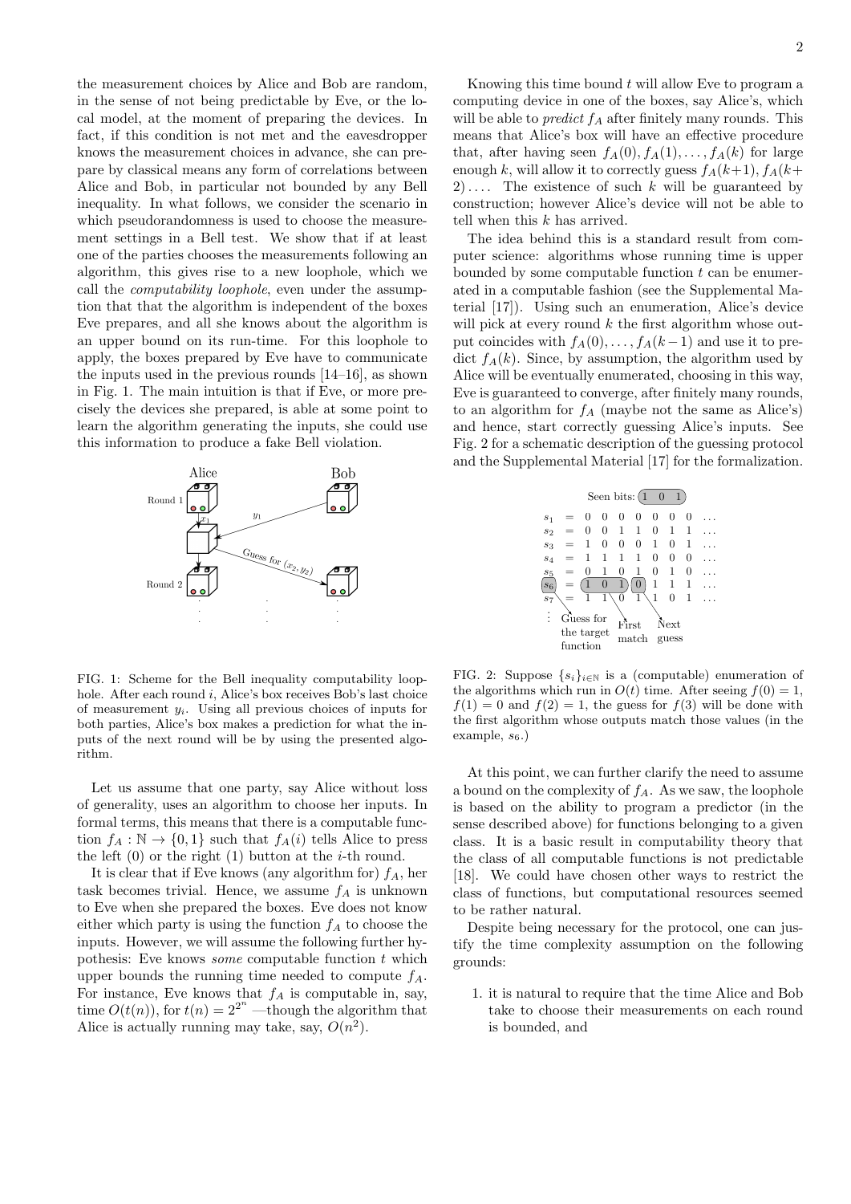the measurement choices by Alice and Bob are random, in the sense of not being predictable by Eve, or the local model, at the moment of preparing the devices. In fact, if this condition is not met and the eavesdropper knows the measurement choices in advance, she can prepare by classical means any form of correlations between Alice and Bob, in particular not bounded by any Bell inequality. In what follows, we consider the scenario in which pseudorandomness is used to choose the measurement settings in a Bell test. We show that if at least one of the parties chooses the measurements following an algorithm, this gives rise to a new loophole, which we call the *computability loophole*, even under the assumption that that the algorithm is independent of the boxes Eve prepares, and all she knows about the algorithm is an upper bound on its run-time. For this loophole to apply, the boxes prepared by Eve have to communicate the inputs used in the previous rounds [14–16], as shown in Fig. 1. The main intuition is that if Eve, or more precisely the devices she prepared, is able at some point to learn the algorithm generating the inputs, she could use this information to produce a fake Bell violation.

FIG. 1: Scheme for the Bell inequality computability loophole. After each round $i$, Alice's box receives Bob's last choice of measurement $y_i$. Using all previous choices of inputs for both parties, Alice's box makes a prediction for what the inputs of the next round will be by using the presented algorithm.

Let us assume that one party, say Alice without loss of generality, uses an algorithm to choose her inputs. In formal terms, this means that there is a computable function $f_A : \mathbb{N} \to \{0,1\}$ such that $f_A(i)$ tells Alice to press the left (0) or the right (1) button at the $i$-th round.

It is clear that if Eve knows (any algorithm for) $f_A$, her task becomes trivial. Hence, we assume $f_A$ is unknown to Eve when she prepared the boxes. Eve does not know either which party is using the function $f_A$ to choose the inputs. However, we will assume the following further hypothesis: Eve knows *some* computable function $t$ which upper bounds the running time needed to compute $f_A$. For instance, Eve knows that $f_A$ is computable in, say, time $O(t(n))$, for $t(n) = 2^{2^n}$ —though the algorithm that Alice is actually running may take, say, $O(n^2)$.

Knowing this time bound $t$ will allow Eve to program a computing device in one of the boxes, say Alice's, which will be able to *predict* $f_A$ after finitely many rounds. This means that Alice's box will have an effective procedure that, after having seen $f_A(0), f_A(1), \ldots, f_A(k)$ for large enough $k$, will allow it to correctly guess $f_A(k+1), f_A(k+2)\ldots$. The existence of such $k$ will be guaranteed by construction; however Alice's device will not be able to tell when this $k$ has arrived.

The idea behind this is a standard result from computer science: algorithms whose running time is upper bounded by some computable function $t$ can be enumerated in a computable fashion (see the Supplemental Material [17]). Using such an enumeration, Alice's device will pick at every round $k$ the first algorithm whose output coincides with $f_A(0), \ldots, f_A(k-1)$ and use it to predict $f_A(k)$. Since, by assumption, the algorithm used by Alice will be eventually enumerated, choosing in this way, Eve is guaranteed to converge, after finitely many rounds, to an algorithm for $f_A$ (maybe not the same as Alice's) and hence, start correctly guessing Alice's inputs. See Fig. 2 for a schematic description of the guessing protocol and the Supplemental Material [17] for the formalization.

FIG. 2: Suppose $\{s_i\}_{i\in\mathbb{N}}$ is a (computable) enumeration of the algorithms which run in $O(t)$ time. After seeing $f(0) = 1$, $f(1) = 0$ and $f(2) = 1$, the guess for $f(3)$ will be done with the first algorithm whose outputs match those values (in the example, $s_6$.)

At this point, we can further clarify the need to assume a bound on the complexity of $f_A$. As we saw, the loophole is based on the ability to program a predictor (in the sense described above) for functions belonging to a given class. It is a basic result in computability theory that the class of all computable functions is not predictable [18]. We could have chosen other ways to restrict the class of functions, but computational resources seemed to be rather natural.

Despite being necessary for the protocol, one can justify the time complexity assumption on the following grounds:

1. it is natural to require that the time Alice and Bob take to choose their measurements on each round is bounded, and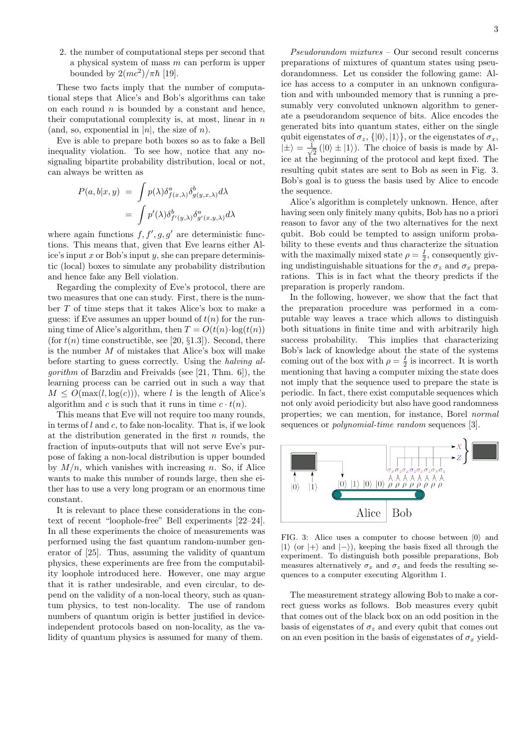2. the number of computational steps per second that a physical system of mass $m$ can perform is upper bounded by $2(mc^2)/\pi\hbar$ [19].

These two facts imply that the number of computational steps that Alice's and Bob's algorithms can take on each round $n$ is bounded by a constant and hence, their computational complexity is, at most, linear in $n$ (and, so, exponential in $|n|$, the size of $n$).

Eve is able to prepare both boxes so as to fake a Bell inequality violation. To see how, notice that any no-signaling bipartite probability distribution, local or not, can always be written as

$$
\begin{aligned}
P(a,b|x,y) &= \int p(\lambda)\delta^a_{f(x,\lambda)}\delta^b_{g(y,x,\lambda)}d\lambda \\
&= \int p'(\lambda)\delta^b_{f'(y,\lambda)}\delta^a_{g'(x,y,\lambda)}d\lambda
\end{aligned}
$$

where again functions $f, f', g, g'$ are deterministic functions. This means that, given that Eve learns either Alice's input $x$ or Bob's input $y$, she can prepare deterministic (local) boxes to simulate any probability distribution and hence fake any Bell violation.

Regarding the complexity of Eve's protocol, there are two measures that one can study. First, there is the number $T$ of time steps that it takes Alice's box to make a guess: if Eve assumes an upper bound of $t(n)$ for the running time of Alice's algorithm, then $T = O(t(n)\cdot\log(t(n)))$ (for $t(n)$ time constructible, see [20, §1.3]). Second, there is the number $M$ of mistakes that Alice's box will make before starting to guess correctly. Using the *halving algorithm* of Barzdin and Freivalds (see [21, Thm. 6]), the learning process can be carried out in such a way that $M \leq O(\max(l, \log(c)))$, where $l$ is the length of Alice's algorithm and $c$ is such that it runs in time $c \cdot t(n)$.

This means that Eve will not require too many rounds, in terms of $l$ and $c$, to fake non-locality. That is, if we look at the distribution generated in the first $n$ rounds, the fraction of inputs-outputs that will not serve Eve's purpose of faking a non-local distribution is upper bounded by $M/n$, which vanishes with increasing $n$. So, if Alice wants to make this number of rounds large, then she either has to use a very long program or an enormous time constant.

It is relevant to place these considerations in the context of recent "loophole-free" Bell experiments [22–24]. In all these experiments the choice of measurements was performed using the fast quantum random-number generator of [25]. Thus, assuming the validity of quantum physics, these experiments are free from the computability loophole introduced here. However, one may argue that it is rather undesirable, and even circular, to depend on the validity of a non-local theory, such as quantum physics, to test non-locality. The use of random numbers of quantum origin is better justified in device-independent protocols based on non-locality, as the validity of quantum physics is assumed for many of them.

*Pseudorandom mixtures* – Our second result concerns preparations of mixtures of quantum states using pseudorandomness. Let us consider the following game: Alice has access to a computer in an unknown configuration and with unbounded memory that is running a presumably very convoluted unknown algorithm to generate a pseudorandom sequence of bits. Alice encodes the generated bits into quantum states, either on the single qubit eigenstates of $\sigma_z$, $\{|0\rangle, |1\rangle\}$, or the eigenstates of $\sigma_x$, $|\pm\rangle = \frac{1}{\sqrt{2}}(|0\rangle \pm |1\rangle)$. The choice of basis is made by Alice at the beginning of the protocol and kept fixed. The resulting qubit states are sent to Bob as seen in Fig. 3. Bob's goal is to guess the basis used by Alice to encode the sequence.

Alice's algorithm is completely unknown. Hence, after having seen only finitely many qubits, Bob has no a priori reason to favor any of the two alternatives for the next qubit. Bob could be tempted to assign uniform probability to these events and thus characterize the situation with the maximally mixed state $\rho = \frac{I}{2}$, consequently giving undistinguishable situations for the $\sigma_z$ and $\sigma_x$ preparations. This is in fact what the theory predicts if the preparation is properly random.

In the following, however, we show that the fact that the preparation procedure was performed in a computable way leaves a trace which allows to distinguish both situations in finite time and with arbitrarily high success probability. This implies that characterizing Bob's lack of knowledge about the state of the systems coming out of the box with $\rho = \frac{I}{2}$ is incorrect. It is worth mentioning that having a computer mixing the state does not imply that the sequence used to prepare the state is periodic. In fact, there exist computable sequences which not only avoid periodicity but also have good randomness properties; we can mention, for instance, Borel *normal* sequences or *polynomial-time random* sequences [3].

FIG. 3: Alice uses a computer to choose between $|0\rangle$ and $|1\rangle$ (or $|+\rangle$ and $|-\rangle$), keeping the basis fixed all through the experiment. To distinguish both possible preparations, Bob measures alternatively $\sigma_x$ and $\sigma_z$ and feeds the resulting sequences to a computer executing Algorithm 1.

The measurement strategy allowing Bob to make a correct guess works as follows. Bob measures every qubit that comes out of the black box on an odd position in the basis of eigenstates of $\sigma_z$ and every qubit that comes out on an even position in the basis of eigenstates of $\sigma_x$ yield-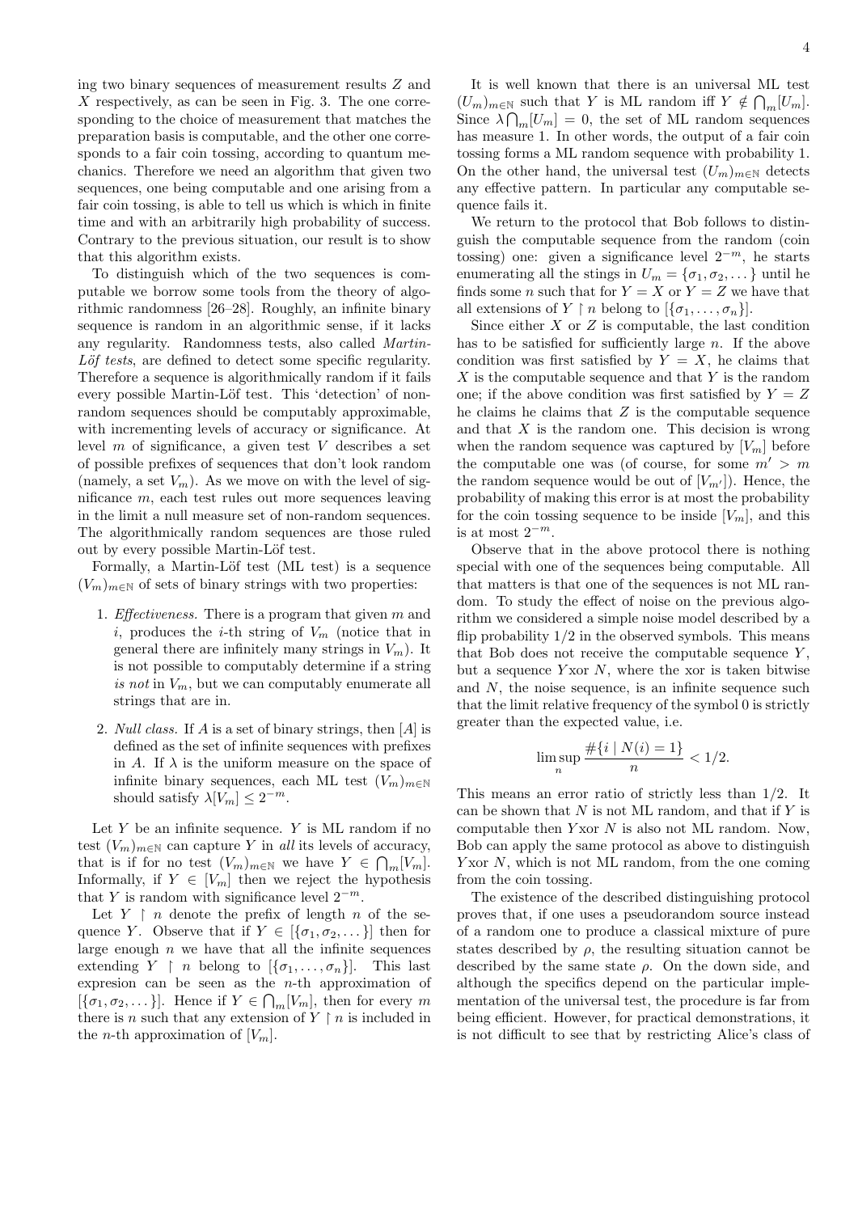ing two binary sequences of measurement results $Z$ and $X$ respectively, as can be seen in Fig. 3. The one corresponding to the choice of measurement that matches the preparation basis is computable, and the other one corresponds to a fair coin tossing, according to quantum mechanics. Therefore we need an algorithm that given two sequences, one being computable and one arising from a fair coin tossing, is able to tell us which is which in finite time and with an arbitrarily high probability of success. Contrary to the previous situation, our result is to show that this algorithm exists.

To distinguish which of the two sequences is computable we borrow some tools from the theory of algorithmic randomness [26–28]. Roughly, an infinite binary sequence is random in an algorithmic sense, if it lacks any regularity. Randomness tests, also called *Martin-Löf tests*, are defined to detect some specific regularity. Therefore a sequence is algorithmically random if it fails every possible Martin-Löf test. This 'detection' of non-random sequences should be computably approximable, with incrementing levels of accuracy or significance. At level $m$ of significance, a given test $V$ describes a set of possible prefixes of sequences that don't look random (namely, a set $V_m$). As we move on with the level of significance $m$, each test rules out more sequences leaving in the limit a null measure set of non-random sequences. The algorithmically random sequences are those ruled out by every possible Martin-Löf test.

Formally, a Martin-Löf test (ML test) is a sequence $(V_m)_{m\in\mathbb{N}}$ of sets of binary strings with two properties:

1. *Effectiveness.* There is a program that given $m$ and $i$, produces the $i$-th string of $V_m$ (notice that in general there are infinitely many strings in $V_m$). It is not possible to computably determine if a string *is not* in $V_m$, but we can computably enumerate all strings that are in.
2. *Null class.* If $A$ is a set of binary strings, then $[A]$ is defined as the set of infinite sequences with prefixes in $A$. If $\lambda$ is the uniform measure on the space of infinite binary sequences, each ML test $(V_m)_{m\in\mathbb{N}}$ should satisfy $\lambda[V_m] \leq 2^{-m}$.

Let $Y$ be an infinite sequence. $Y$ is ML random if no test $(V_m)_{m\in\mathbb{N}}$ can capture $Y$ in *all* its levels of accuracy, that is if for no test $(V_m)_{m\in\mathbb{N}}$ we have $Y \in \bigcap_m [V_m]$. Informally, if $Y \in [V_m]$ then we reject the hypothesis that $Y$ is random with significance level $2^{-m}$.

Let $Y \upharpoonright n$ denote the prefix of length $n$ of the sequence $Y$. Observe that if $Y \in [\{\sigma_1, \sigma_2, \dots\}]$ then for large enough $n$ we have that all the infinite sequences extending $Y \upharpoonright n$ belong to $[\{\sigma_1, \dots, \sigma_n\}]$. This last expresion can be seen as the $n$-th approximation of $[\{\sigma_1, \sigma_2, \dots\}]$. Hence if $Y \in \bigcap_m [V_m]$, then for every $m$ there is $n$ such that any extension of $Y \upharpoonright n$ is included in the $n$-th approximation of $[V_m]$.

It is well known that there is an universal ML test $(U_m)_{m\in\mathbb{N}}$ such that $Y$ is ML random iff $Y \notin \bigcap_m [U_m]$. Since $\lambda \bigcap_m [U_m] = 0$, the set of ML random sequences has measure 1. In other words, the output of a fair coin tossing forms a ML random sequence with probability 1. On the other hand, the universal test $(U_m)_{m\in\mathbb{N}}$ detects any effective pattern. In particular any computable sequence fails it.

We return to the protocol that Bob follows to distinguish the computable sequence from the random (coin tossing) one: given a significance level $2^{-m}$, he starts enumerating all the stings in $U_m = \{\sigma_1, \sigma_2, \dots\}$ until he finds some $n$ such that for $Y = X$ or $Y = Z$ we have that all extensions of $Y \upharpoonright n$ belong to $[\{\sigma_1, \dots, \sigma_n\}]$.

Since either $X$ or $Z$ is computable, the last condition has to be satisfied for sufficiently large $n$. If the above condition was first satisfied by $Y = X$, he claims that $X$ is the computable sequence and that $Y$ is the random one; if the above condition was first satisfied by $Y = Z$ he claims that $Z$ is the computable sequence and that $X$ is the random one. This decision is wrong when the random sequence was captured by $[V_m]$ before the computable one was (of course, for some $m' > m$ the random sequence would be out of $[V_{m'}]$). Hence, the probability of making this error is at most the probability for the coin tossing sequence to be inside $[V_m]$, and this is at most $2^{-m}$.

Observe that in the above protocol there is nothing special with one of the sequences being computable. All that matters is that one of the sequences is not ML random. To study the effect of noise on the previous algorithm we considered a simple noise model described by a flip probability 1/2 in the observed symbols. This means that Bob does not receive the computable sequence $Y$, but a sequence $Y \operatorname{xor} N$, where the xor is taken bitwise and $N$, the noise sequence, is an infinite sequence such that the limit relative frequency of the symbol 0 is strictly greater than the expected value, i.e.

$$\limsup_n \frac{\#\{i \mid N(i) = 1\}}{n} < 1/2.$$

This means an error ratio of strictly less than 1/2. It can be shown that $N$ is not ML random, and that if $Y$ is computable then $Y \operatorname{xor} N$ is also not ML random. Now, Bob can apply the same protocol as above to distinguish $Y \operatorname{xor} N$, which is not ML random, from the one coming from the coin tossing.

The existence of the described distinguishing protocol proves that, if one uses a pseudorandom source instead of a random one to produce a classical mixture of pure states described by $\rho$, the resulting situation cannot be described by the same state $\rho$. On the down side, and although the specifics depend on the particular implementation of the universal test, the procedure is far from being efficient. However, for practical demonstrations, it is not difficult to see that by restricting Alice's class of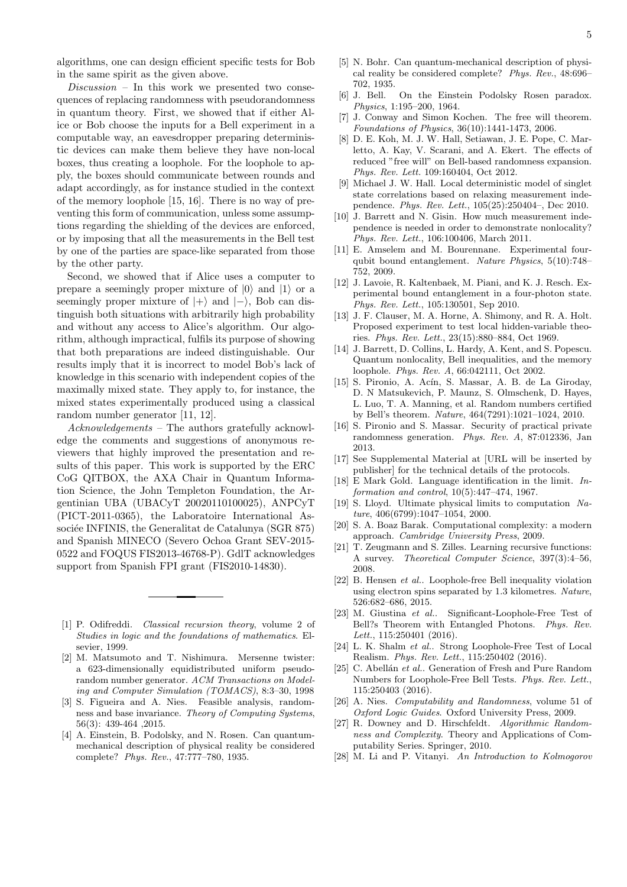algorithms, one can design efficient specific tests for Bob in the same spirit as the given above.

*Discussion* – In this work we presented two consequences of replacing randomness with pseudorandomness in quantum theory. First, we showed that if either Alice or Bob choose the inputs for a Bell experiment in a computable way, an eavesdropper preparing deterministic devices can make them believe they have non-local boxes, thus creating a loophole. For the loophole to apply, the boxes should communicate between rounds and adapt accordingly, as for instance studied in the context of the memory loophole [15, 16]. There is no way of preventing this form of communication, unless some assumptions regarding the shielding of the devices are enforced, or by imposing that all the measurements in the Bell test by one of the parties are space-like separated from those by the other party.

Second, we showed that if Alice uses a computer to prepare a seemingly proper mixture of $|0\rangle$ and $|1\rangle$ or a seemingly proper mixture of $|+\rangle$ and $|-\rangle$, Bob can distinguish both situations with arbitrarily high probability and without any access to Alice's algorithm. Our algorithm, although impractical, fulfils its purpose of showing that both preparations are indeed distinguishable. Our results imply that it is incorrect to model Bob's lack of knowledge in this scenario with independent copies of the maximally mixed state. They apply to, for instance, the mixed states experimentally produced using a classical random number generator [11, 12].

*Acknowledgements* – The authors gratefully acknowledge the comments and suggestions of anonymous reviewers that highly improved the presentation and results of this paper. This work is supported by the ERC CoG QITBOX, the AXA Chair in Quantum Information Science, the John Templeton Foundation, the Argentinian UBA (UBACyT 20020110100025), ANPCyT (PICT-2011-0365), the Laboratoire International Associée INFINIS, the Generalitat de Catalunya (SGR 875) and Spanish MINECO (Severo Ochoa Grant SEV-2015-0522 and FOQUS FIS2013-46768-P). GdlT acknowledges support from Spanish FPI grant (FIS2010-14830).

---

[1] P. Odifreddi. *Classical recursion theory*, volume 2 of *Studies in logic and the foundations of mathematics*. Elsevier, 1999.

[2] M. Matsumoto and T. Nishimura. Mersenne twister: a 623-dimensionally equidistributed uniform pseudorandom number generator. *ACM Transactions on Modeling and Computer Simulation (TOMACS)*, 8:3–30, 1998

[3] S. Figueira and A. Nies. Feasible analysis, randomness and base invariance. *Theory of Computing Systems*, 56(3): 439-464 ,2015.

[4] A. Einstein, B. Podolsky, and N. Rosen. Can quantum-mechanical description of physical reality be considered complete? *Phys. Rev.*, 47:777–780, 1935.

[5] N. Bohr. Can quantum-mechanical description of physical reality be considered complete? *Phys. Rev.*, 48:696–702, 1935.

[6] J. Bell. On the Einstein Podolsky Rosen paradox. *Physics*, 1:195–200, 1964.

[7] J. Conway and Simon Kochen. The free will theorem. *Foundations of Physics*, 36(10):1441-1473, 2006.

[8] D. E. Koh, M. J. W. Hall, Setiawan, J. E. Pope, C. Marletto, A. Kay, V. Scarani, and A. Ekert. The effects of reduced "free will" on Bell-based randomness expansion. *Phys. Rev. Lett.* 109:160404, Oct 2012.

[9] Michael J. W. Hall. Local deterministic model of singlet state correlations based on relaxing measurement independence. *Phys. Rev. Lett.*, 105(25):250404–, Dec 2010.

[10] J. Barrett and N. Gisin. How much measurement independence is needed in order to demonstrate nonlocality? *Phys. Rev. Lett.*, 106:100406, March 2011.

[11] E. Amselem and M. Bourennane. Experimental four-qubit bound entanglement. *Nature Physics*, 5(10):748–752, 2009.

[12] J. Lavoie, R. Kaltenbaek, M. Piani, and K. J. Resch. Experimental bound entanglement in a four-photon state. *Phys. Rev. Lett.*, 105:130501, Sep 2010.

[13] J. F. Clauser, M. A. Horne, A. Shimony, and R. A. Holt. Proposed experiment to test local hidden-variable theories. *Phys. Rev. Lett.*, 23(15):880–884, Oct 1969.

[14] J. Barrett, D. Collins, L. Hardy, A. Kent, and S. Popescu. Quantum nonlocality, Bell inequalities, and the memory loophole. *Phys. Rev. A*, 66:042111, Oct 2002.

[15] S. Pironio, A. Acín, S. Massar, A. B. de La Giroday, D. N Matsukevich, P. Maunz, S. Olmschenk, D. Hayes, L. Luo, T. A. Manning, et al. Random numbers certified by Bell's theorem. *Nature*, 464(7291):1021–1024, 2010.

[16] S. Pironio and S. Massar. Security of practical private randomness generation. *Phys. Rev. A*, 87:012336, Jan 2013.

[17] See Supplemental Material at [URL will be inserted by publisher] for the technical details of the protocols.

[18] E Mark Gold. Language identification in the limit. *Information and control*, 10(5):447–474, 1967.

[19] S. Lloyd. Ultimate physical limits to computation *Nature*, 406(6799):1047–1054, 2000.

[20] S. A. Boaz Barak. Computational complexity: a modern approach. *Cambridge University Press*, 2009.

[21] T. Zeugmann and S. Zilles. Learning recursive functions: A survey. *Theoretical Computer Science*, 397(3):4–56, 2008.

[22] B. Hensen *et al.*. Loophole-free Bell inequality violation using electron spins separated by 1.3 kilometres. *Nature*, 526:682–686, 2015.

[23] M. Giustina *et al.*. Significant-Loophole-Free Test of Bell?s Theorem with Entangled Photons. *Phys. Rev. Lett.*, 115:250401 (2016).

[24] L. K. Shalm *et al.*. Strong Loophole-Free Test of Local Realism. *Phys. Rev. Lett.*, 115:250402 (2016).

[25] C. Abellán *et al.*. Generation of Fresh and Pure Random Numbers for Loophole-Free Bell Tests. *Phys. Rev. Lett.*, 115:250403 (2016).

[26] A. Nies. *Computability and Randomness*, volume 51 of *Oxford Logic Guides*. Oxford University Press, 2009.

[27] R. Downey and D. Hirschfeldt. *Algorithmic Randomness and Complexity*. Theory and Applications of Computability Series. Springer, 2010.

[28] M. Li and P. Vitanyi. *An Introduction to Kolmogorov*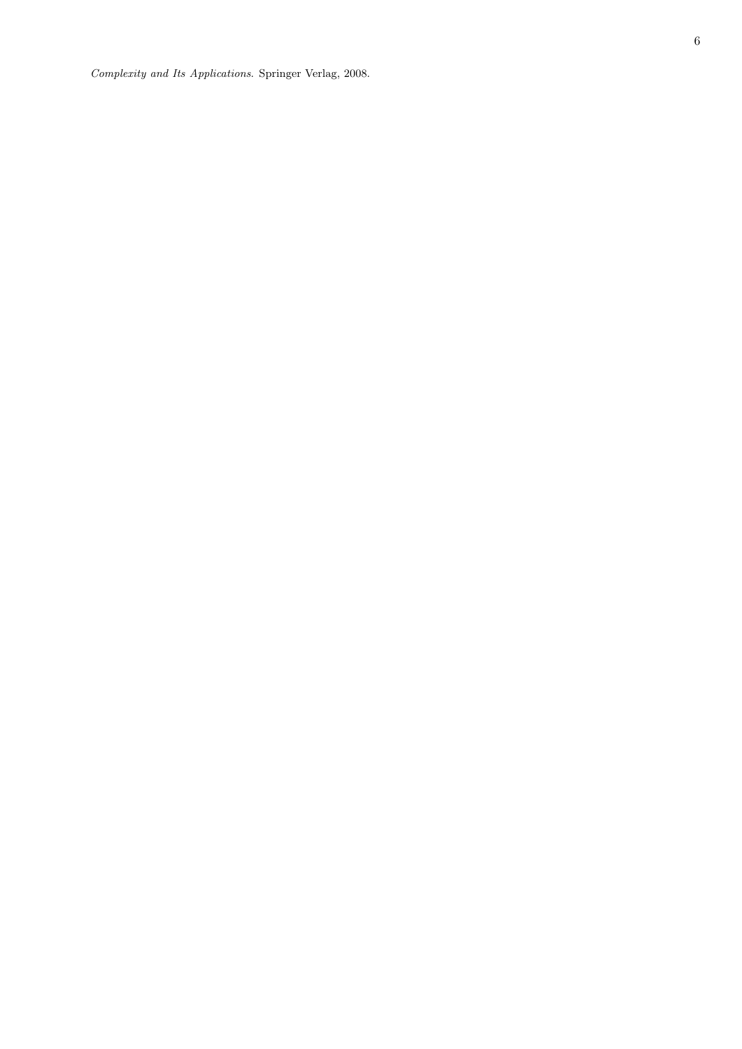*Complexity and Its Applications*. Springer Verlag, 2008.